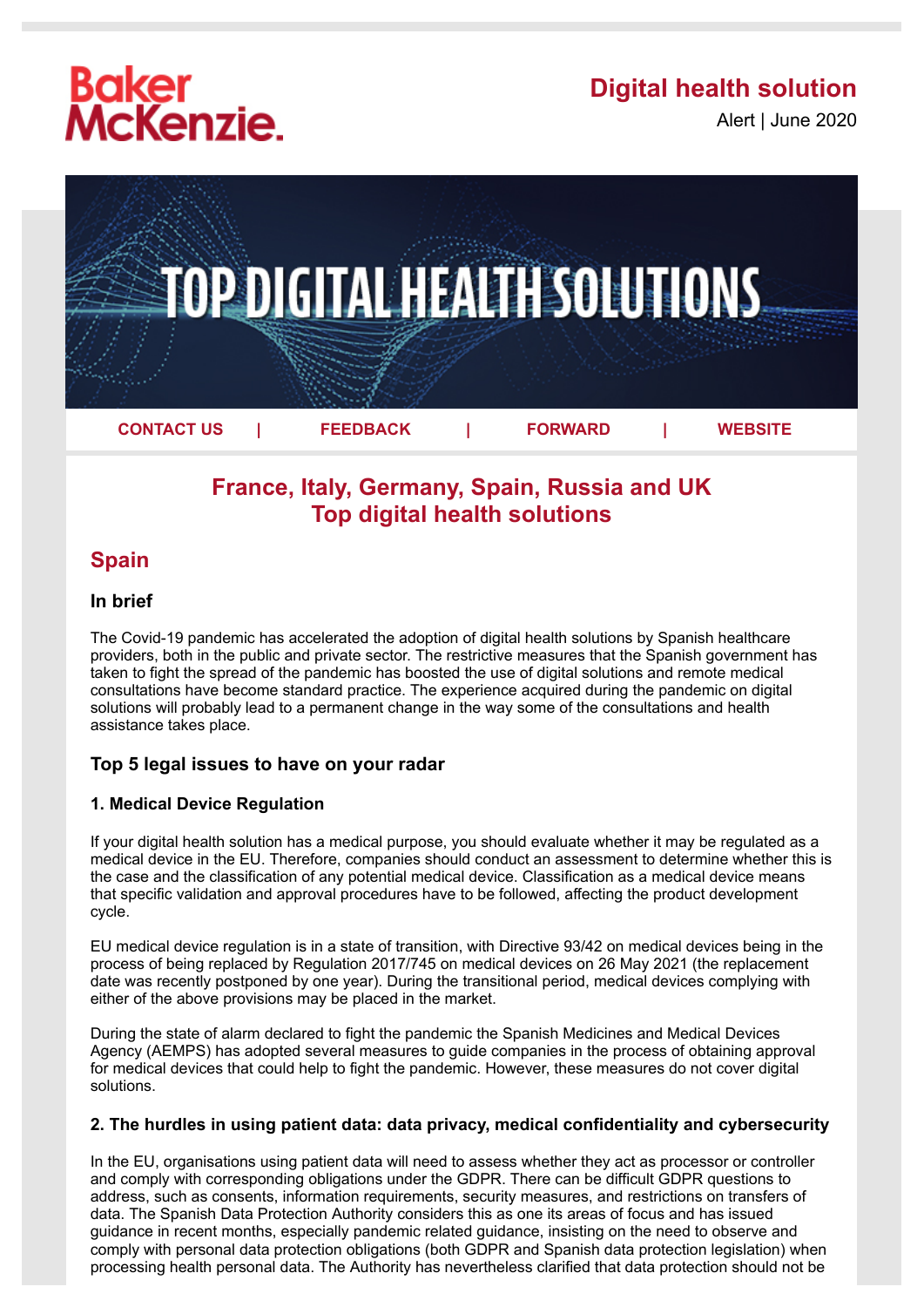Baker McKenzie.

**Digital health solution**

Alert | June 2020

TOP DIGITAL HEALTH SOLUTIONS

CONTACT US | FEEDBACK | FORWARD | WEBSITE

## France, Italy, Germany, Spain, Russia and UK Top digital health solutions

## Spain

### In brief

The Covid-19 pandemic has accelerated the adoption of digital health solutions by Spanish healthcare providers, both in the public and private sector. The restrictive measures that the Spanish government has taken to fight the spread of the pandemic has boosted the use of digital solutions and remote medical consultations have become standard practice. The experience acquired during the pandemic on digital solutions will probably lead to a permanent change in the way some of the consultations and health assistance takes place.

### Top 5 legal issues to have on your radar

#### 1. Medical Device Regulation

If your digital health solution has a medical purpose, you should evaluate whether it may be regulated as a medical device in the EU. Therefore, companies should conduct an assessment to determine whether this is the case and the classification of any potential medical device. Classification as a medical device means that specific validation and approval procedures have to be followed, affecting the product development cycle.

EU medical device regulation is in a state of transition, with Directive 93/42 on medical devices being in the process of being replaced by Regulation 2017/745 on medical devices on 26 May 2021 (the replacement date was recently postponed by one year). During the transitional period, medical devices complying with either of the above provisions may be placed in the market.

During the state of alarm declared to fight the pandemic the Spanish Medicines and Medical Devices Agency (AEMPS) has adopted several measures to guide companies in the process of obtaining approval for medical devices that could help to fight the pandemic. However, these measures do not cover digital solutions.

#### 2. The hurdles in using patient data: data privacy, medical confidentiality and cybersecurity

In the EU, organisations using patient data will need to assess whether they act as processor or controller and comply with corresponding obligations under the GDPR. There can be difficult GDPR questions to address, such as consents, information requirements, security measures, and restrictions on transfers of data. The Spanish Data Protection Authority considers this as one its areas of focus and has issued guidance in recent months, especially pandemic related guidance, insisting on the need to observe and comply with personal data protection obligations (both GDPR and Spanish data protection legislation) when processing health personal data. The Authority has nevertheless clarified that data protection should not be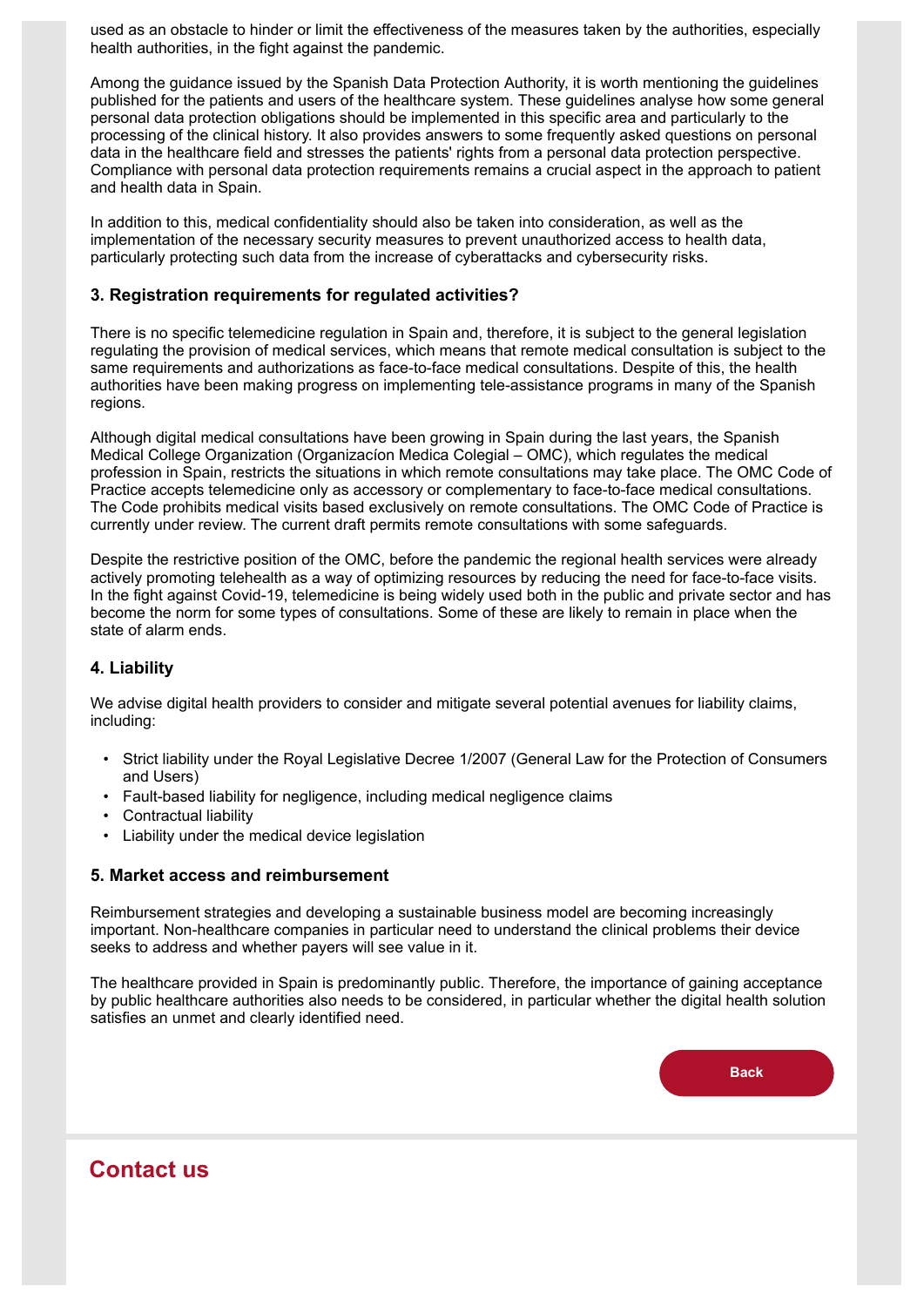used as an obstacle to hinder or limit the effectiveness of the measures taken by the authorities, especially health authorities, in the fight against the pandemic.

Among the guidance issued by the Spanish Data Protection Authority, it is worth mentioning the guidelines published for the patients and users of the healthcare system. These guidelines analyse how some general personal data protection obligations should be implemented in this specific area and particularly to the processing of the clinical history. It also provides answers to some frequently asked questions on personal data in the healthcare field and stresses the patients' rights from a personal data protection perspective. Compliance with personal data protection requirements remains a crucial aspect in the approach to patient and health data in Spain.

In addition to this, medical confidentiality should also be taken into consideration, as well as the implementation of the necessary security measures to prevent unauthorized access to health data, particularly protecting such data from the increase of cyberattacks and cybersecurity risks.

### 3. Registration requirements for regulated activities?

There is no specific telemedicine regulation in Spain and, therefore, it is subject to the general legislation regulating the provision of medical services, which means that remote medical consultation is subject to the same requirements and authorizations as face-to-face medical consultations. Despite of this, the health authorities have been making progress on implementing tele-assistance programs in many of the Spanish regions.

Although digital medical consultations have been growing in Spain during the last years, the Spanish Medical College Organization (Organizacíon Medica Colegial – OMC), which regulates the medical profession in Spain, restricts the situations in which remote consultations may take place. The OMC Code of Practice accepts telemedicine only as accessory or complementary to face-to-face medical consultations. The Code prohibits medical visits based exclusively on remote consultations. The OMC Code of Practice is currently under review. The current draft permits remote consultations with some safeguards.

Despite the restrictive position of the OMC, before the pandemic the regional health services were already actively promoting telehealth as a way of optimizing resources by reducing the need for face-to-face visits. In the fight against Covid-19, telemedicine is being widely used both in the public and private sector and has become the norm for some types of consultations. Some of these are likely to remain in place when the state of alarm ends.

### 4. Liability

We advise digital health providers to consider and mitigate several potential avenues for liability claims, including:

- Strict liability under the Royal Legislative Decree 1/2007 (General Law for the Protection of Consumers and Users)
- Fault-based liability for negligence, including medical negligence claims
- Contractual liability
- Liability under the medical device legislation

### 5. Market access and reimbursement

Reimbursement strategies and developing a sustainable business model are becoming increasingly important. Non-healthcare companies in particular need to understand the clinical problems their device seeks to address and whether payers will see value in it.

The healthcare provided in Spain is predominantly public. Therefore, the importance of gaining acceptance by public healthcare authorities also needs to be considered, in particular whether the digital health solution satisfies an unmet and clearly identified need.

Back

## Contact us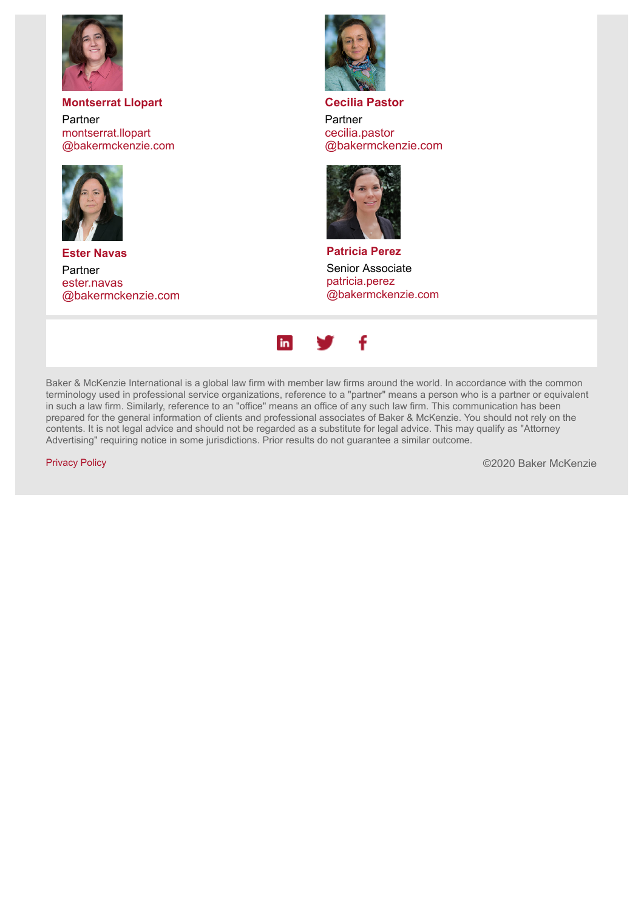**Montserrat Llopart**

Partner

montserrat.llopart@bakermckenzie.com

**Cecilia Pastor**

Partner

cecilia.pastor@bakermckenzie.com

**Ester Navas**

Partner

ester.navas@bakermckenzie.com

**Patricia Perez**

Senior Associate

patricia.perez@bakermckenzie.com

Baker & McKenzie International is a global law firm with member law firms around the world. In accordance with the common terminology used in professional service organizations, reference to a "partner" means a person who is a partner or equivalent in such a law firm. Similarly, reference to an "office" means an office of any such law firm. This communication has been prepared for the general information of clients and professional associates of Baker & McKenzie. You should not rely on the contents. It is not legal advice and should not be regarded as a substitute for legal advice. This may qualify as "Attorney Advertising" requiring notice in some jurisdictions. Prior results do not guarantee a similar outcome.

Privacy Policy

©2020 Baker McKenzie